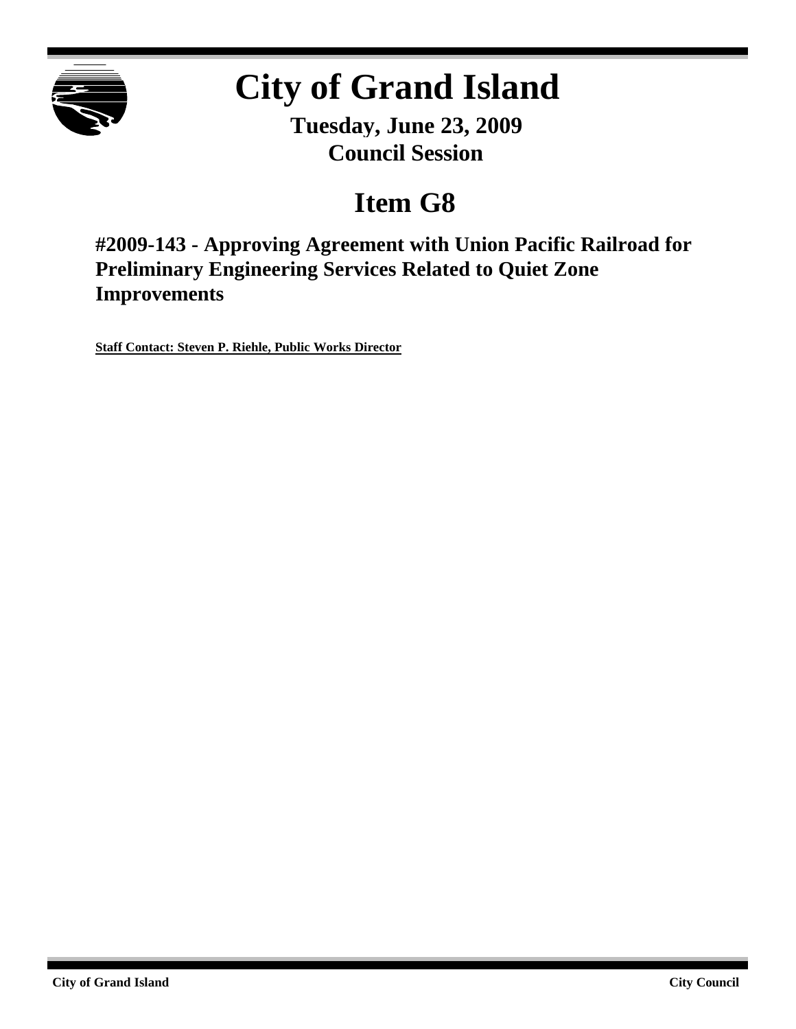# City of Grand Island

**Tuesday, June 23, 2009**
**Council Session**

## Item G8

### #2009-143 - Approving Agreement with Union Pacific Railroad for Preliminary Engineering Services Related to Quiet Zone Improvements

**Staff Contact: Steven P. Riehle, Public Works Director**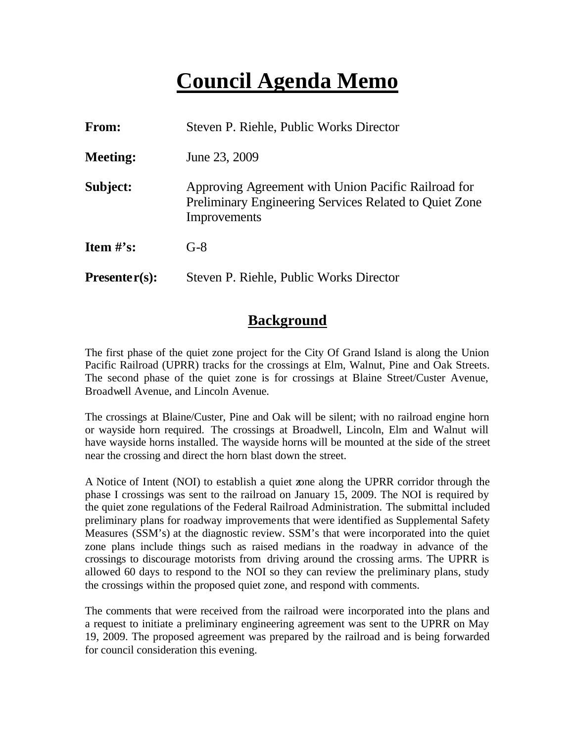# Council Agenda Memo

| | |
|---|---|
| **From:** | Steven P. Riehle, Public Works Director |
| **Meeting:** | June 23, 2009 |
| **Subject:** | Approving Agreement with Union Pacific Railroad for Preliminary Engineering Services Related to Quiet Zone Improvements |
| **Item #'s:** | G-8 |
| **Presenter(s):** | Steven P. Riehle, Public Works Director |

## Background

The first phase of the quiet zone project for the City Of Grand Island is along the Union Pacific Railroad (UPRR) tracks for the crossings at Elm, Walnut, Pine and Oak Streets. The second phase of the quiet zone is for crossings at Blaine Street/Custer Avenue, Broadwell Avenue, and Lincoln Avenue.

The crossings at Blaine/Custer, Pine and Oak will be silent; with no railroad engine horn or wayside horn required. The crossings at Broadwell, Lincoln, Elm and Walnut will have wayside horns installed. The wayside horns will be mounted at the side of the street near the crossing and direct the horn blast down the street.

A Notice of Intent (NOI) to establish a quiet zone along the UPRR corridor through the phase I crossings was sent to the railroad on January 15, 2009. The NOI is required by the quiet zone regulations of the Federal Railroad Administration. The submittal included preliminary plans for roadway improvements that were identified as Supplemental Safety Measures (SSM's) at the diagnostic review. SSM's that were incorporated into the quiet zone plans include things such as raised medians in the roadway in advance of the crossings to discourage motorists from driving around the crossing arms. The UPRR is allowed 60 days to respond to the NOI so they can review the preliminary plans, study the crossings within the proposed quiet zone, and respond with comments.

The comments that were received from the railroad were incorporated into the plans and a request to initiate a preliminary engineering agreement was sent to the UPRR on May 19, 2009. The proposed agreement was prepared by the railroad and is being forwarded for council consideration this evening.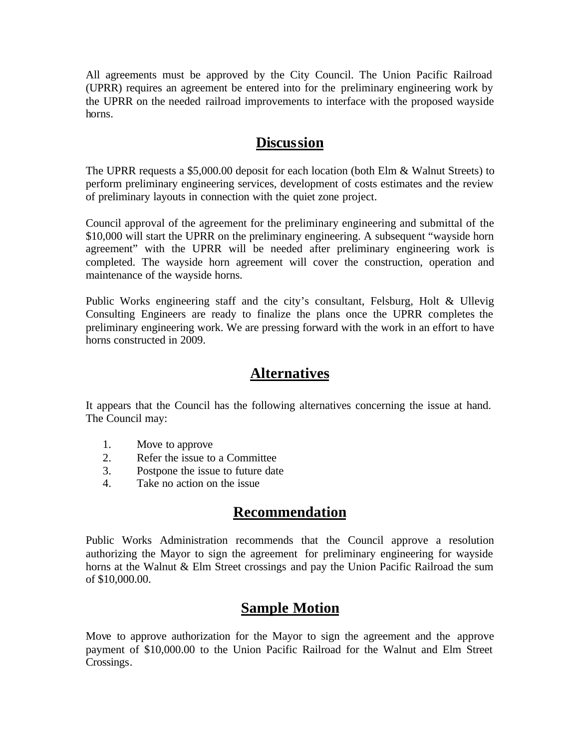All agreements must be approved by the City Council. The Union Pacific Railroad (UPRR) requires an agreement be entered into for the preliminary engineering work by the UPRR on the needed railroad improvements to interface with the proposed wayside horns.

## Discussion

The UPRR requests a $5,000.00 deposit for each location (both Elm & Walnut Streets) to perform preliminary engineering services, development of costs estimates and the review of preliminary layouts in connection with the quiet zone project.

Council approval of the agreement for the preliminary engineering and submittal of the $10,000 will start the UPRR on the preliminary engineering. A subsequent "wayside horn agreement" with the UPRR will be needed after preliminary engineering work is completed. The wayside horn agreement will cover the construction, operation and maintenance of the wayside horns.

Public Works engineering staff and the city's consultant, Felsburg, Holt & Ullevig Consulting Engineers are ready to finalize the plans once the UPRR completes the preliminary engineering work. We are pressing forward with the work in an effort to have horns constructed in 2009.

## Alternatives

It appears that the Council has the following alternatives concerning the issue at hand. The Council may:

1. Move to approve
2. Refer the issue to a Committee
3. Postpone the issue to future date
4. Take no action on the issue

## Recommendation

Public Works Administration recommends that the Council approve a resolution authorizing the Mayor to sign the agreement for preliminary engineering for wayside horns at the Walnut & Elm Street crossings and pay the Union Pacific Railroad the sum of $10,000.00.

## Sample Motion

Move to approve authorization for the Mayor to sign the agreement and the approve payment of $10,000.00 to the Union Pacific Railroad for the Walnut and Elm Street Crossings.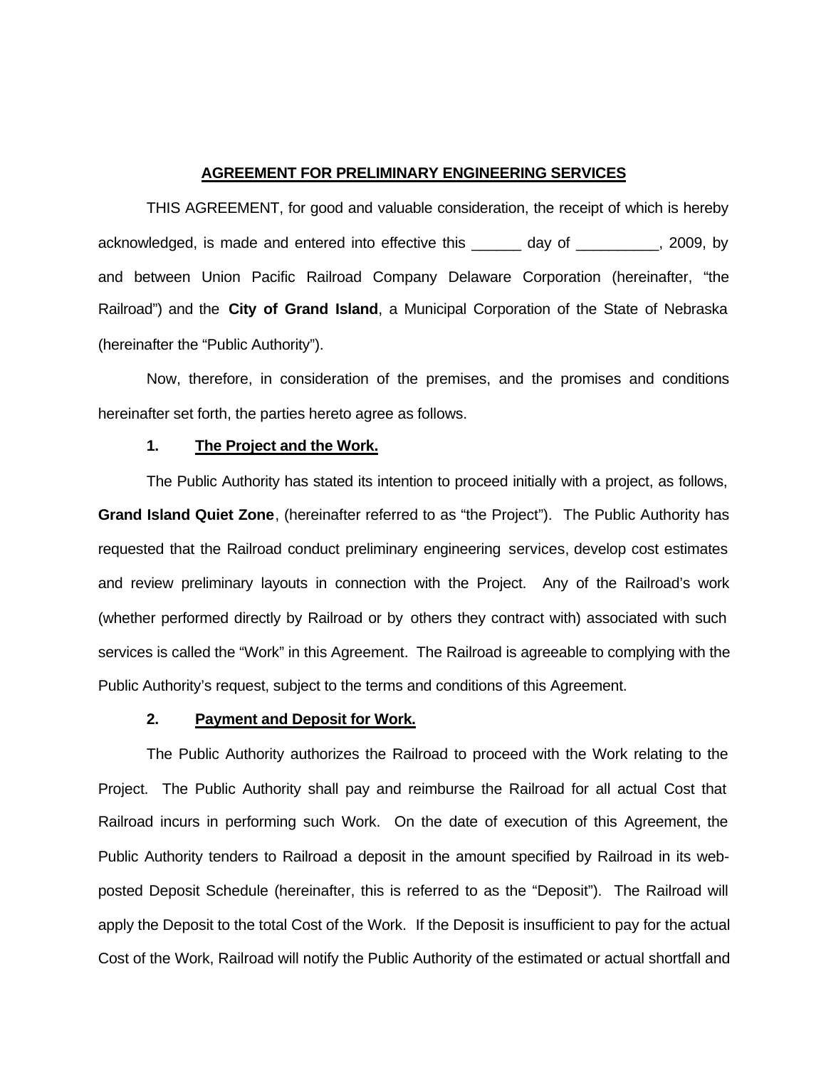## AGREEMENT FOR PRELIMINARY ENGINEERING SERVICES

THIS AGREEMENT, for good and valuable consideration, the receipt of which is hereby acknowledged, is made and entered into effective this ______ day of __________, 2009, by and between Union Pacific Railroad Company Delaware Corporation (hereinafter, "the Railroad") and the **City of Grand Island**, a Municipal Corporation of the State of Nebraska (hereinafter the "Public Authority").

Now, therefore, in consideration of the premises, and the promises and conditions hereinafter set forth, the parties hereto agree as follows.

### 1. The Project and the Work.

The Public Authority has stated its intention to proceed initially with a project, as follows, **Grand Island Quiet Zone**, (hereinafter referred to as "the Project"). The Public Authority has requested that the Railroad conduct preliminary engineering services, develop cost estimates and review preliminary layouts in connection with the Project. Any of the Railroad's work (whether performed directly by Railroad or by others they contract with) associated with such services is called the "Work" in this Agreement. The Railroad is agreeable to complying with the Public Authority's request, subject to the terms and conditions of this Agreement.

### 2. Payment and Deposit for Work.

The Public Authority authorizes the Railroad to proceed with the Work relating to the Project. The Public Authority shall pay and reimburse the Railroad for all actual Cost that Railroad incurs in performing such Work. On the date of execution of this Agreement, the Public Authority tenders to Railroad a deposit in the amount specified by Railroad in its web-posted Deposit Schedule (hereinafter, this is referred to as the "Deposit"). The Railroad will apply the Deposit to the total Cost of the Work. If the Deposit is insufficient to pay for the actual Cost of the Work, Railroad will notify the Public Authority of the estimated or actual shortfall and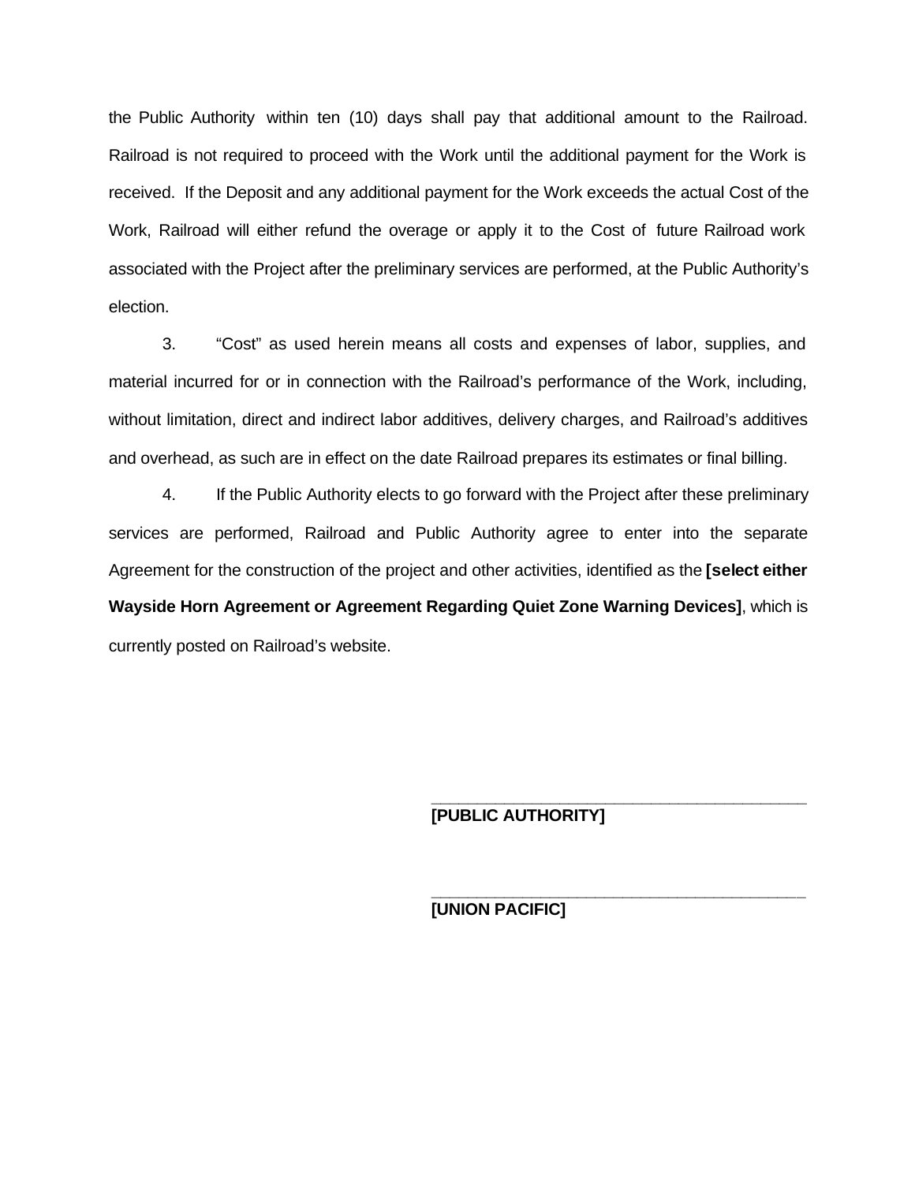the Public Authority within ten (10) days shall pay that additional amount to the Railroad. Railroad is not required to proceed with the Work until the additional payment for the Work is received. If the Deposit and any additional payment for the Work exceeds the actual Cost of the Work, Railroad will either refund the overage or apply it to the Cost of future Railroad work associated with the Project after the preliminary services are performed, at the Public Authority's election.

3. "Cost" as used herein means all costs and expenses of labor, supplies, and material incurred for or in connection with the Railroad's performance of the Work, including, without limitation, direct and indirect labor additives, delivery charges, and Railroad's additives and overhead, as such are in effect on the date Railroad prepares its estimates or final billing.

4. If the Public Authority elects to go forward with the Project after these preliminary services are performed, Railroad and Public Authority agree to enter into the separate Agreement for the construction of the project and other activities, identified as the **[select either Wayside Horn Agreement or Agreement Regarding Quiet Zone Warning Devices]**, which is currently posted on Railroad's website.

\_\_\_\_\_\_\_\_\_\_\_\_\_\_\_\_\_\_\_\_\_\_\_\_\_\_\_\_\_\_\_\_\_\_\_\_\_\_\_\_
**[PUBLIC AUTHORITY]**

\_\_\_\_\_\_\_\_\_\_\_\_\_\_\_\_\_\_\_\_\_\_\_\_\_\_\_\_\_\_\_\_\_\_\_\_\_\_\_\_
**[UNION PACIFIC]**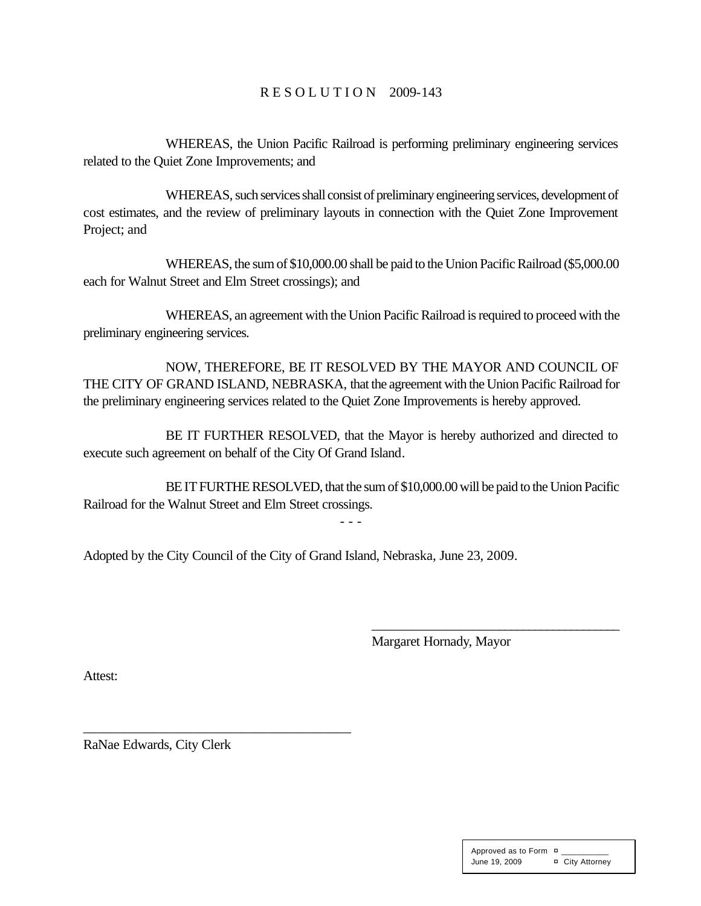# R E S O L U T I O N 2009-143

WHEREAS, the Union Pacific Railroad is performing preliminary engineering services related to the Quiet Zone Improvements; and

WHEREAS, such services shall consist of preliminary engineering services, development of cost estimates, and the review of preliminary layouts in connection with the Quiet Zone Improvement Project; and

WHEREAS, the sum of $10,000.00 shall be paid to the Union Pacific Railroad ($5,000.00 each for Walnut Street and Elm Street crossings); and

WHEREAS, an agreement with the Union Pacific Railroad is required to proceed with the preliminary engineering services.

NOW, THEREFORE, BE IT RESOLVED BY THE MAYOR AND COUNCIL OF THE CITY OF GRAND ISLAND, NEBRASKA, that the agreement with the Union Pacific Railroad for the preliminary engineering services related to the Quiet Zone Improvements is hereby approved.

BE IT FURTHER RESOLVED, that the Mayor is hereby authorized and directed to execute such agreement on behalf of the City Of Grand Island.

BE IT FURTHE RESOLVED, that the sum of $10,000.00 will be paid to the Union Pacific Railroad for the Walnut Street and Elm Street crossings.

- - -

Adopted by the City Council of the City of Grand Island, Nebraska, June 23, 2009.

_______________________________________
Margaret Hornady, Mayor

Attest:

_______________________________________
RaNae Edwards, City Clerk

Approved as to Form ¤ ___________
June 19, 2009 ¤ City Attorney